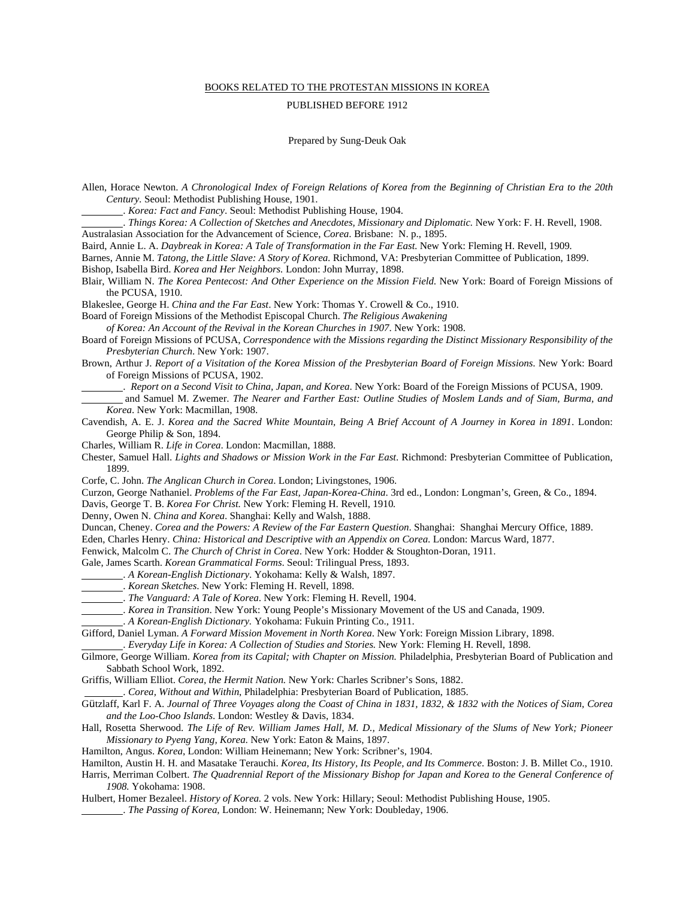<u>BOOKS RELATED TO THE PROTESTAN MISSIONS IN KOREA</u>

PUBLISHED BEFORE 1912

Prepared by Sung-Deuk Oak

Allen, Horace Newton. *A Chronological Index of Foreign Relations of Korea from the Beginning of Christian Era to the 20th Century*. Seoul: Methodist Publishing House, 1901.

\_\_\_\_\_\_\_\_. *Korea: Fact and Fancy*. Seoul: Methodist Publishing House, 1904.

\_\_\_\_\_\_\_\_. *Things Korea: A Collection of Sketches and Anecdotes, Missionary and Diplomatic.* New York: F. H. Revell, 1908.

Australasian Association for the Advancement of Science, *Corea*. Brisbane: N. p., 1895.

Baird, Annie L. A. *Daybreak in Korea: A Tale of Transformation in the Far East.* New York: Fleming H. Revell, 1909.

Barnes, Annie M. *Tatong, the Little Slave: A Story of Korea.* Richmond, VA: Presbyterian Committee of Publication, 1899.

Bishop, Isabella Bird. *Korea and Her Neighbors.* London: John Murray, 1898.

Blair, William N. *The Korea Pentecost: And Other Experience on the Mission Field.* New York: Board of Foreign Missions of the PCUSA, 1910.

Blakeslee, George H. *China and the Far East*. New York: Thomas Y. Crowell & Co., 1910.

Board of Foreign Missions of the Methodist Episcopal Church. *The Religious Awakening of Korea: An Account of the Revival in the Korean Churches in 1907*. New York: 1908.

Board of Foreign Missions of PCUSA, *Correspondence with the Missions regarding the Distinct Missionary Responsibility of the Presbyterian Church*. New York: 1907.

Brown, Arthur J. *Report of a Visitation of the Korea Mission of the Presbyterian Board of Foreign Missions*. New York: Board of Foreign Missions of PCUSA, 1902.

\_\_\_\_\_\_\_\_. *Report on a Second Visit to China, Japan, and Korea*. New York: Board of the Foreign Missions of PCUSA, 1909.

\_\_\_\_\_\_\_\_ and Samuel M. Zwemer. *The Nearer and Farther East: Outline Studies of Moslem Lands and of Siam, Burma, and Korea*. New York: Macmillan, 1908.

Cavendish, A. E. J. *Korea and the Sacred White Mountain, Being A Brief Account of A Journey in Korea in 1891*. London: George Philip & Son, 1894.

Charles, William R. *Life in Corea*. London: Macmillan, 1888.

Chester, Samuel Hall. *Lights and Shadows or Mission Work in the Far East.* Richmond: Presbyterian Committee of Publication, 1899.

Corfe, C. John. *The Anglican Church in Corea*. London; Livingstones, 1906.

Curzon, George Nathaniel. *Problems of the Far East, Japan-Korea-China*. 3rd ed., London: Longman's, Green, & Co., 1894.

Davis, George T. B. *Korea For Christ.* New York: Fleming H. Revell, 1910.

Denny, Owen N. *China and Korea*. Shanghai: Kelly and Walsh, 1888.

Duncan, Cheney. *Corea and the Powers: A Review of the Far Eastern Question*. Shanghai: Shanghai Mercury Office, 1889.

Eden, Charles Henry. *China: Historical and Descriptive with an Appendix on Corea.* London: Marcus Ward, 1877.

Fenwick, Malcolm C. *The Church of Christ in Corea*. New York: Hodder & Stoughton-Doran, 1911.

Gale, James Scarth. *Korean Grammatical Forms*. Seoul: Trilingual Press, 1893.

\_\_\_\_\_\_\_\_. *A Korean-English Dictionary*. Yokohama: Kelly & Walsh, 1897.

\_\_\_\_\_\_\_\_. *Korean Sketches*. New York: Fleming H. Revell, 1898.

\_\_\_\_\_\_\_\_. *The Vanguard: A Tale of Korea*. New York: Fleming H. Revell, 1904.

\_\_\_\_\_\_\_\_. *Korea in Transition*. New York: Young People's Missionary Movement of the US and Canada, 1909.

\_\_\_\_\_\_\_\_. *A Korean-English Dictionary.* Yokohama: Fukuin Printing Co., 1911.

Gifford, Daniel Lyman. *A Forward Mission Movement in North Korea*. New York: Foreign Mission Library, 1898.

\_\_\_\_\_\_\_\_. *Everyday Life in Korea: A Collection of Studies and Stories.* New York: Fleming H. Revell, 1898.

Gilmore, George William. *Korea from its Capital; with Chapter on Mission.* Philadelphia, Presbyterian Board of Publication and Sabbath School Work, 1892.

Griffis, William Elliot. *Corea, the Hermit Nation.* New York: Charles Scribner's Sons, 1882.

\_\_\_\_\_\_\_\_. *Corea, Without and Within*, Philadelphia: Presbyterian Board of Publication, 1885.

Gützlaff, Karl F. A. *Journal of Three Voyages along the Coast of China in 1831, 1832, & 1832 with the Notices of Siam, Corea and the Loo-Choo Islands*. London: Westley & Davis, 1834.

Hall, Rosetta Sherwood. *The Life of Rev. William James Hall, M. D., Medical Missionary of the Slums of New York; Pioneer Missionary to Pyeng Yang, Korea.* New York: Eaton & Mains, 1897.

Hamilton, Angus. *Korea*, London: William Heinemann; New York: Scribner's, 1904.

Hamilton, Austin H. H. and Masatake Terauchi. *Korea, Its History, Its People, and Its Commerce*. Boston: J. B. Millet Co., 1910.

Harris, Merriman Colbert. *The Quadrennial Report of the Missionary Bishop for Japan and Korea to the General Conference of 1908.* Yokohama: 1908.

Hulbert, Homer Bezaleel. *History of Korea.* 2 vols. New York: Hillary; Seoul: Methodist Publishing House, 1905.

\_\_\_\_\_\_\_\_. *The Passing of Korea*, London: W. Heinemann; New York: Doubleday, 1906.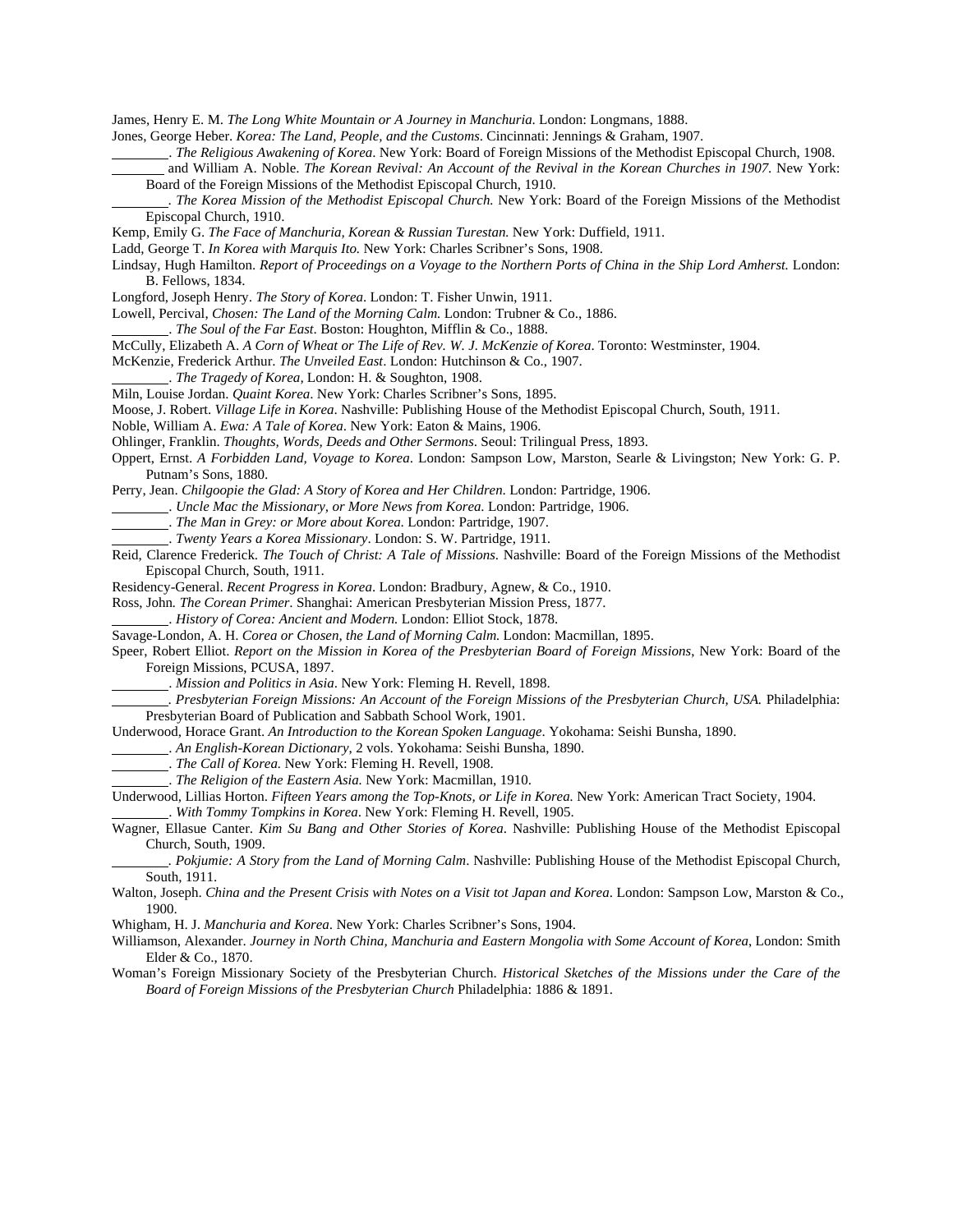James, Henry E. M. *The Long White Mountain or A Journey in Manchuria*. London: Longmans, 1888.

Jones, George Heber. *Korea: The Land, People, and the Customs*. Cincinnati: Jennings & Graham, 1907.

________. *The Religious Awakening of Korea*. New York: Board of Foreign Missions of the Methodist Episcopal Church, 1908.

________ and William A. Noble. *The Korean Revival: An Account of the Revival in the Korean Churches in 1907*. New York: Board of the Foreign Missions of the Methodist Episcopal Church, 1910.

________. *The Korea Mission of the Methodist Episcopal Church.* New York: Board of the Foreign Missions of the Methodist Episcopal Church, 1910.

Kemp, Emily G. *The Face of Manchuria, Korean & Russian Turestan.* New York: Duffield, 1911.

Ladd, George T. *In Korea with Marquis Ito.* New York: Charles Scribner's Sons, 1908.

Lindsay, Hugh Hamilton. *Report of Proceedings on a Voyage to the Northern Ports of China in the Ship Lord Amherst.* London: B. Fellows, 1834.

Longford, Joseph Henry. *The Story of Korea*. London: T. Fisher Unwin, 1911.

Lowell, Percival, *Chosen: The Land of the Morning Calm.* London: Trubner & Co., 1886.

________. *The Soul of the Far East*. Boston: Houghton, Mifflin & Co., 1888.

McCully, Elizabeth A. *A Corn of Wheat or The Life of Rev. W. J. McKenzie of Korea*. Toronto: Westminster, 1904.

McKenzie, Frederick Arthur. *The Unveiled East*. London: Hutchinson & Co., 1907.

________. *The Tragedy of Korea*, London: H. & Soughton, 1908.

Miln, Louise Jordan. *Quaint Korea*. New York: Charles Scribner's Sons, 1895.

Moose, J. Robert. *Village Life in Korea*. Nashville: Publishing House of the Methodist Episcopal Church, South, 1911.

Noble, William A. *Ewa: A Tale of Korea*. New York: Eaton & Mains, 1906.

Ohlinger, Franklin. *Thoughts, Words, Deeds and Other Sermons*. Seoul: Trilingual Press, 1893.

Oppert, Ernst. *A Forbidden Land, Voyage to Korea*. London: Sampson Low, Marston, Searle & Livingston; New York: G. P. Putnam's Sons, 1880.

Perry, Jean. *Chilgoopie the Glad: A Story of Korea and Her Children*. London: Partridge, 1906.

________. *Uncle Mac the Missionary, or More News from Korea.* London: Partridge, 1906.

________. *The Man in Grey: or More about Korea.* London: Partridge, 1907.

________. *Twenty Years a Korea Missionary*. London: S. W. Partridge, 1911.

Reid, Clarence Frederick. *The Touch of Christ: A Tale of Missions*. Nashville: Board of the Foreign Missions of the Methodist Episcopal Church, South, 1911.

Residency-General. *Recent Progress in Korea*. London: Bradbury, Agnew, & Co., 1910.

Ross, John. *The Corean Primer*. Shanghai: American Presbyterian Mission Press, 1877.

________. *History of Corea: Ancient and Modern.* London: Elliot Stock, 1878.

Savage-London, A. H. *Corea or Chosen, the Land of Morning Calm.* London: Macmillan, 1895.

Speer, Robert Elliot. *Report on the Mission in Korea of the Presbyterian Board of Foreign Missions*, New York: Board of the Foreign Missions, PCUSA, 1897.

________. *Mission and Politics in Asia*. New York: Fleming H. Revell, 1898.

________. *Presbyterian Foreign Missions: An Account of the Foreign Missions of the Presbyterian Church, USA.* Philadelphia: Presbyterian Board of Publication and Sabbath School Work, 1901.

Underwood, Horace Grant. *An Introduction to the Korean Spoken Language*. Yokohama: Seishi Bunsha, 1890.

________. *An English-Korean Dictionary*, 2 vols. Yokohama: Seishi Bunsha, 1890.

________. *The Call of Korea.* New York: Fleming H. Revell, 1908.

________. *The Religion of the Eastern Asia.* New York: Macmillan, 1910.

Underwood, Lillias Horton. *Fifteen Years among the Top-Knots, or Life in Korea.* New York: American Tract Society, 1904.

________. *With Tommy Tompkins in Korea*. New York: Fleming H. Revell, 1905.

Wagner, Ellasue Canter. *Kim Su Bang and Other Stories of Korea*. Nashville: Publishing House of the Methodist Episcopal Church, South, 1909.

________. *Pokjumie: A Story from the Land of Morning Calm*. Nashville: Publishing House of the Methodist Episcopal Church, South, 1911.

Walton, Joseph. *China and the Present Crisis with Notes on a Visit tot Japan and Korea*. London: Sampson Low, Marston & Co., 1900.

Whigham, H. J. *Manchuria and Korea*. New York: Charles Scribner's Sons, 1904.

Williamson, Alexander. *Journey in North China, Manchuria and Eastern Mongolia with Some Account of Korea*, London: Smith Elder & Co., 1870.

Woman's Foreign Missionary Society of the Presbyterian Church. *Historical Sketches of the Missions under the Care of the Board of Foreign Missions of the Presbyterian Church* Philadelphia: 1886 & 1891.